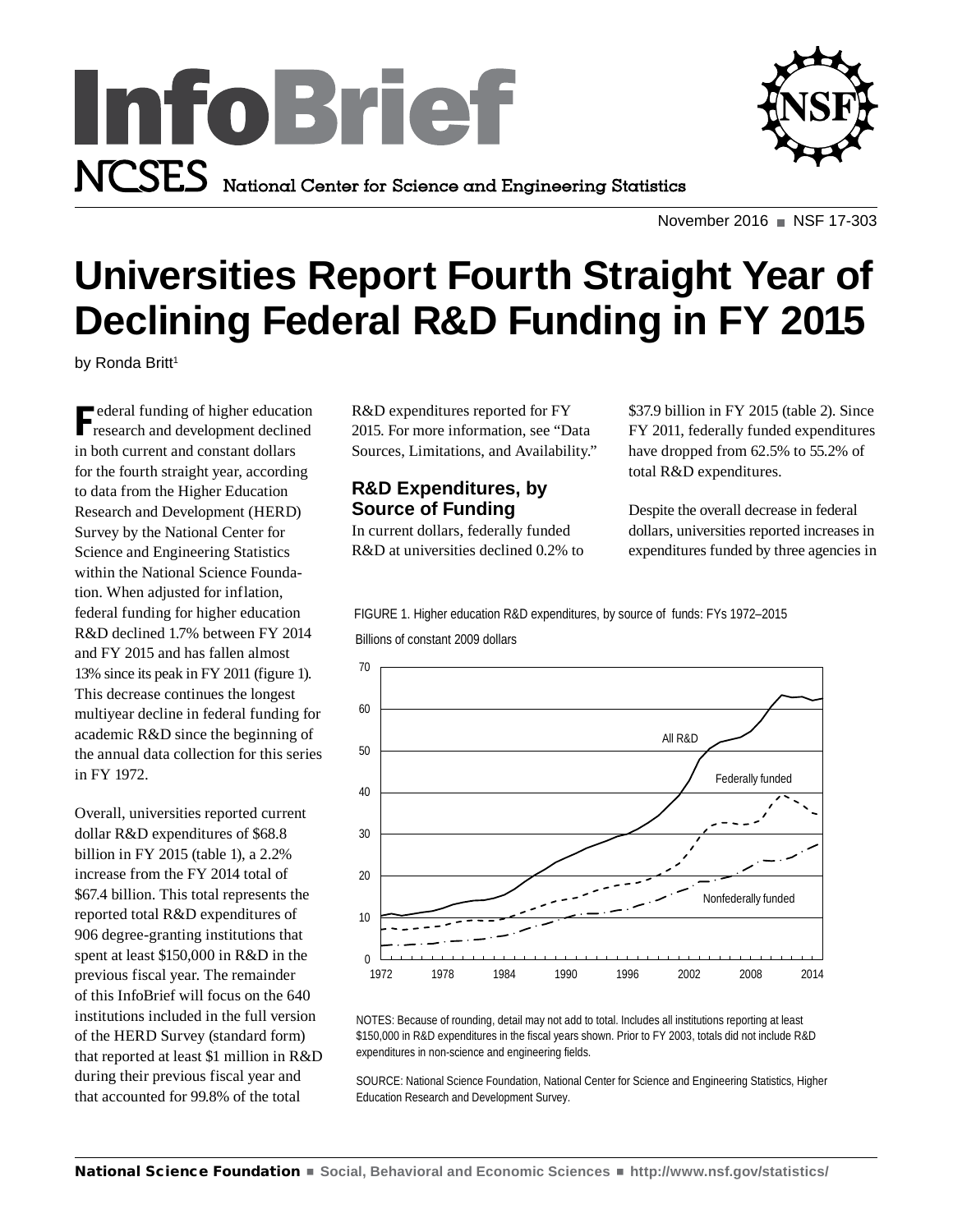# InfoBrief

NCSES National Center for Science and Engineering Statistics

November 2016 ■ NSF 17-303

# Universities Report Fourth Straight Year of Declining Federal R&D Funding in FY 2015

by Ronda Britt[1]

Federal funding of higher education research and development declined in both current and constant dollars for the fourth straight year, according to data from the Higher Education Research and Development (HERD) Survey by the National Center for Science and Engineering Statistics within the National Science Foundation. When adjusted for inflation, federal funding for higher education R&D declined 1.7% between FY 2014 and FY 2015 and has fallen almost 13% since its peak in FY 2011 (figure 1). This decrease continues the longest multiyear decline in federal funding for academic R&D since the beginning of the annual data collection for this series in FY 1972.

Overall, universities reported current dollar R&D expenditures of $68.8 billion in FY 2015 (table 1), a 2.2% increase from the FY 2014 total of $67.4 billion. This total represents the reported total R&D expenditures of 906 degree-granting institutions that spent at least $150,000 in R&D in the previous fiscal year. The remainder of this InfoBrief will focus on the 640 institutions included in the full version of the HERD Survey (standard form) that reported at least $1 million in R&D during their previous fiscal year and that accounted for 99.8% of the total R&D expenditures reported for FY 2015. For more information, see "Data Sources, Limitations, and Availability."

## R&D Expenditures, by Source of Funding

In current dollars, federally funded R&D at universities declined 0.2% to $37.9 billion in FY 2015 (table 2). Since FY 2011, federally funded expenditures have dropped from 62.5% to 55.2% of total R&D expenditures.

Despite the overall decrease in federal dollars, universities reported increases in expenditures funded by three agencies in

FIGURE 1. Higher education R&D expenditures, by source of funds: FYs 1972–2015

Billions of constant 2009 dollars

NOTES: Because of rounding, detail may not add to total. Includes all institutions reporting at least $150,000 in R&D expenditures in the fiscal years shown. Prior to FY 2003, totals did not include R&D expenditures in non-science and engineering fields.

SOURCE: National Science Foundation, National Center for Science and Engineering Statistics, Higher Education Research and Development Survey.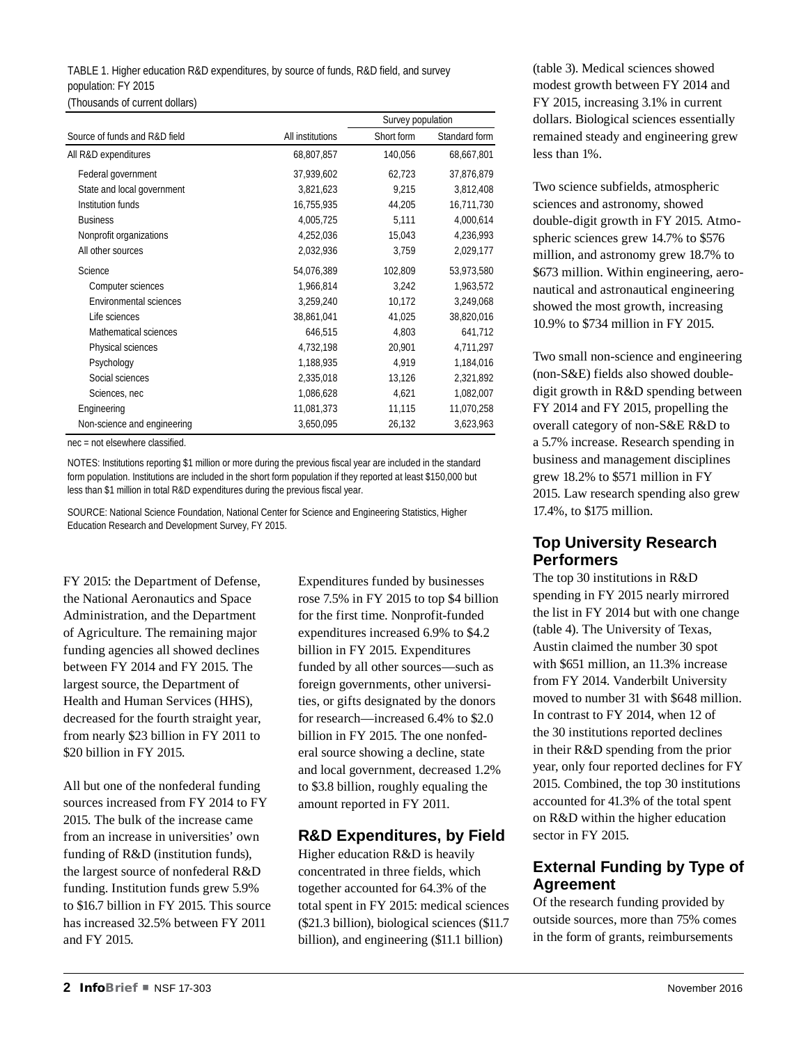TABLE 1. Higher education R&D expenditures, by source of funds, R&D field, and survey population: FY 2015
(Thousands of current dollars)

| Source of funds and R&D field | All institutions | Survey population | |
|---|---|---|---|
| | | Short form | Standard form |
| All R&D expenditures | 68,807,857 | 140,056 | 68,667,801 |
| Federal government | 37,939,602 | 62,723 | 37,876,879 |
| State and local government | 3,821,623 | 9,215 | 3,812,408 |
| Institution funds | 16,755,935 | 44,205 | 16,711,730 |
| Business | 4,005,725 | 5,111 | 4,000,614 |
| Nonprofit organizations | 4,252,036 | 15,043 | 4,236,993 |
| All other sources | 2,032,936 | 3,759 | 2,029,177 |
| Science | 54,076,389 | 102,809 | 53,973,580 |
| Computer sciences | 1,966,814 | 3,242 | 1,963,572 |
| Environmental sciences | 3,259,240 | 10,172 | 3,249,068 |
| Life sciences | 38,861,041 | 41,025 | 38,820,016 |
| Mathematical sciences | 646,515 | 4,803 | 641,712 |
| Physical sciences | 4,732,198 | 20,901 | 4,711,297 |
| Psychology | 1,188,935 | 4,919 | 1,184,016 |
| Social sciences | 2,335,018 | 13,126 | 2,321,892 |
| Sciences, nec | 1,086,628 | 4,621 | 1,082,007 |
| Engineering | 11,081,373 | 11,115 | 11,070,258 |
| Non-science and engineering | 3,650,095 | 26,132 | 3,623,963 |

nec = not elsewhere classified.

NOTES: Institutions reporting $1 million or more during the previous fiscal year are included in the standard form population. Institutions are included in the short form population if they reported at least $150,000 but less than $1 million in total R&D expenditures during the previous fiscal year.

SOURCE: National Science Foundation, National Center for Science and Engineering Statistics, Higher Education Research and Development Survey, FY 2015.

FY 2015: the Department of Defense, the National Aeronautics and Space Administration, and the Department of Agriculture. The remaining major funding agencies all showed declines between FY 2014 and FY 2015. The largest source, the Department of Health and Human Services (HHS), decreased for the fourth straight year, from nearly $23 billion in FY 2011 to $20 billion in FY 2015.

All but one of the nonfederal funding sources increased from FY 2014 to FY 2015. The bulk of the increase came from an increase in universities' own funding of R&D (institution funds), the largest source of nonfederal R&D funding. Institution funds grew 5.9% to $16.7 billion in FY 2015. This source has increased 32.5% between FY 2011 and FY 2015.

Expenditures funded by businesses rose 7.5% in FY 2015 to top $4 billion for the first time. Nonprofit-funded expenditures increased 6.9% to $4.2 billion in FY 2015. Expenditures funded by all other sources—such as foreign governments, other universities, or gifts designated by the donors for research—increased 6.4% to $2.0 billion in FY 2015. The one nonfederal source showing a decline, state and local government, decreased 1.2% to $3.8 billion, roughly equaling the amount reported in FY 2011.

## R&D Expenditures, by Field

Higher education R&D is heavily concentrated in three fields, which together accounted for 64.3% of the total spent in FY 2015: medical sciences ($21.3 billion), biological sciences ($11.7 billion), and engineering ($11.1 billion) (table 3). Medical sciences showed modest growth between FY 2014 and FY 2015, increasing 3.1% in current dollars. Biological sciences essentially remained steady and engineering grew less than 1%.

Two science subfields, atmospheric sciences and astronomy, showed double-digit growth in FY 2015. Atmospheric sciences grew 14.7% to $576 million, and astronomy grew 18.7% to $673 million. Within engineering, aeronautical and astronautical engineering showed the most growth, increasing 10.9% to $734 million in FY 2015.

Two small non-science and engineering (non-S&E) fields also showed double-digit growth in R&D spending between FY 2014 and FY 2015, propelling the overall category of non-S&E R&D to a 5.7% increase. Research spending in business and management disciplines grew 18.2% to $571 million in FY 2015. Law research spending also grew 17.4%, to $175 million.

## Top University Research Performers

The top 30 institutions in R&D spending in FY 2015 nearly mirrored the list in FY 2014 but with one change (table 4). The University of Texas, Austin claimed the number 30 spot with $651 million, an 11.3% increase from FY 2014. Vanderbilt University moved to number 31 with $648 million. In contrast to FY 2014, when 12 of the 30 institutions reported declines in their R&D spending from the prior year, only four reported declines for FY 2015. Combined, the top 30 institutions accounted for 41.3% of the total spent on R&D within the higher education sector in FY 2015.

## External Funding by Type of Agreement

Of the research funding provided by outside sources, more than 75% comes in the form of grants, reimbursements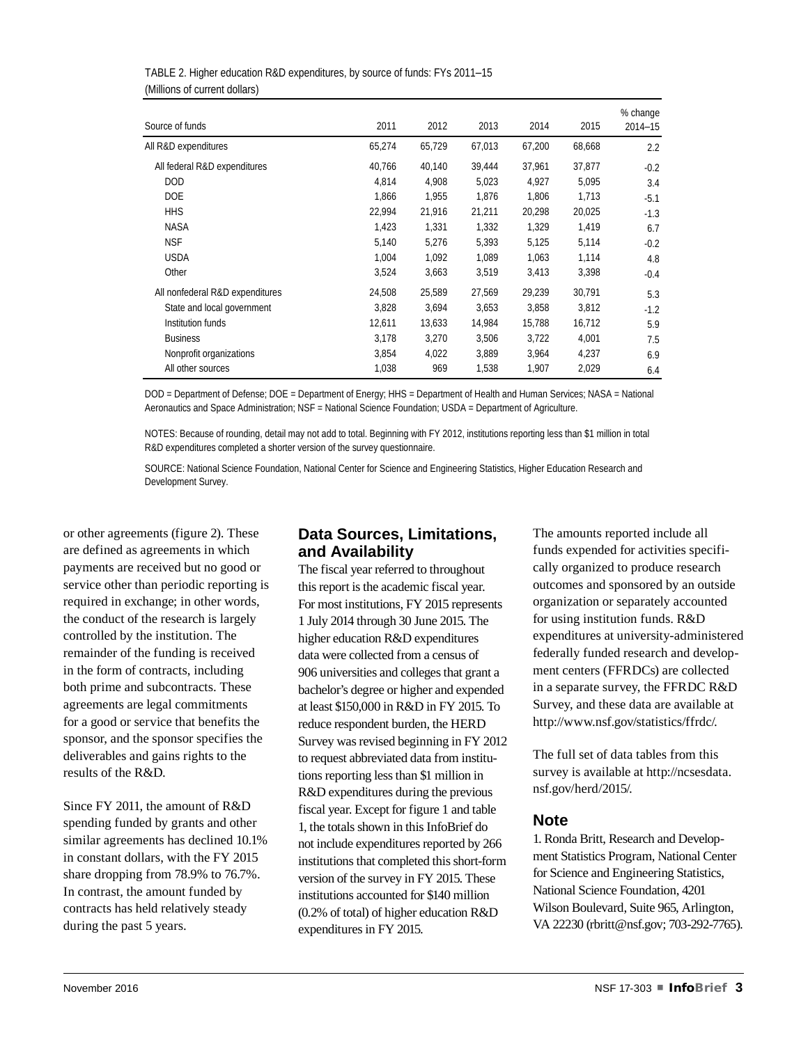TABLE 2. Higher education R&D expenditures, by source of funds: FYs 2011–15
(Millions of current dollars)

| Source of funds | 2011 | 2012 | 2013 | 2014 | 2015 | % change 2014–15 |
|---|---|---|---|---|---|---|
| All R&D expenditures | 65,274 | 65,729 | 67,013 | 67,200 | 68,668 | 2.2 |
| All federal R&D expenditures | 40,766 | 40,140 | 39,444 | 37,961 | 37,877 | -0.2 |
| DOD | 4,814 | 4,908 | 5,023 | 4,927 | 5,095 | 3.4 |
| DOE | 1,866 | 1,955 | 1,876 | 1,806 | 1,713 | -5.1 |
| HHS | 22,994 | 21,916 | 21,211 | 20,298 | 20,025 | -1.3 |
| NASA | 1,423 | 1,331 | 1,332 | 1,329 | 1,419 | 6.7 |
| NSF | 5,140 | 5,276 | 5,393 | 5,125 | 5,114 | -0.2 |
| USDA | 1,004 | 1,092 | 1,089 | 1,063 | 1,114 | 4.8 |
| Other | 3,524 | 3,663 | 3,519 | 3,413 | 3,398 | -0.4 |
| All nonfederal R&D expenditures | 24,508 | 25,589 | 27,569 | 29,239 | 30,791 | 5.3 |
| State and local government | 3,828 | 3,694 | 3,653 | 3,858 | 3,812 | -1.2 |
| Institution funds | 12,611 | 13,633 | 14,984 | 15,788 | 16,712 | 5.9 |
| Business | 3,178 | 3,270 | 3,506 | 3,722 | 4,001 | 7.5 |
| Nonprofit organizations | 3,854 | 4,022 | 3,889 | 3,964 | 4,237 | 6.9 |
| All other sources | 1,038 | 969 | 1,538 | 1,907 | 2,029 | 6.4 |

DOD = Department of Defense; DOE = Department of Energy; HHS = Department of Health and Human Services; NASA = National Aeronautics and Space Administration; NSF = National Science Foundation; USDA = Department of Agriculture.

NOTES: Because of rounding, detail may not add to total. Beginning with FY 2012, institutions reporting less than $1 million in total R&D expenditures completed a shorter version of the survey questionnaire.

SOURCE: National Science Foundation, National Center for Science and Engineering Statistics, Higher Education Research and Development Survey.

or other agreements (figure 2). These are defined as agreements in which payments are received but no good or service other than periodic reporting is required in exchange; in other words, the conduct of the research is largely controlled by the institution. The remainder of the funding is received in the form of contracts, including both prime and subcontracts. These agreements are legal commitments for a good or service that benefits the sponsor, and the sponsor specifies the deliverables and gains rights to the results of the R&D.

Since FY 2011, the amount of R&D spending funded by grants and other similar agreements has declined 10.1% in constant dollars, with the FY 2015 share dropping from 78.9% to 76.7%. In contrast, the amount funded by contracts has held relatively steady during the past 5 years.

## Data Sources, Limitations, and Availability

The fiscal year referred to throughout this report is the academic fiscal year. For most institutions, FY 2015 represents 1 July 2014 through 30 June 2015. The higher education R&D expenditures data were collected from a census of 906 universities and colleges that grant a bachelor's degree or higher and expended at least $150,000 in R&D in FY 2015. To reduce respondent burden, the HERD Survey was revised beginning in FY 2012 to request abbreviated data from institutions reporting less than $1 million in R&D expenditures during the previous fiscal year. Except for figure 1 and table 1, the totals shown in this InfoBrief do not include expenditures reported by 266 institutions that completed this short-form version of the survey in FY 2015. These institutions accounted for $140 million (0.2% of total) of higher education R&D expenditures in FY 2015.

The amounts reported include all funds expended for activities specifically organized to produce research outcomes and sponsored by an outside organization or separately accounted for using institution funds. R&D expenditures at university-administered federally funded research and development centers (FFRDCs) are collected in a separate survey, the FFRDC R&D Survey, and these data are available at http://www.nsf.gov/statistics/ffrdc/.

The full set of data tables from this survey is available at http://ncsesdata.nsf.gov/herd/2015/.

## Note

1. Ronda Britt, Research and Development Statistics Program, National Center for Science and Engineering Statistics, National Science Foundation, 4201 Wilson Boulevard, Suite 965, Arlington, VA 22230 (rbritt@nsf.gov; 703-292-7765).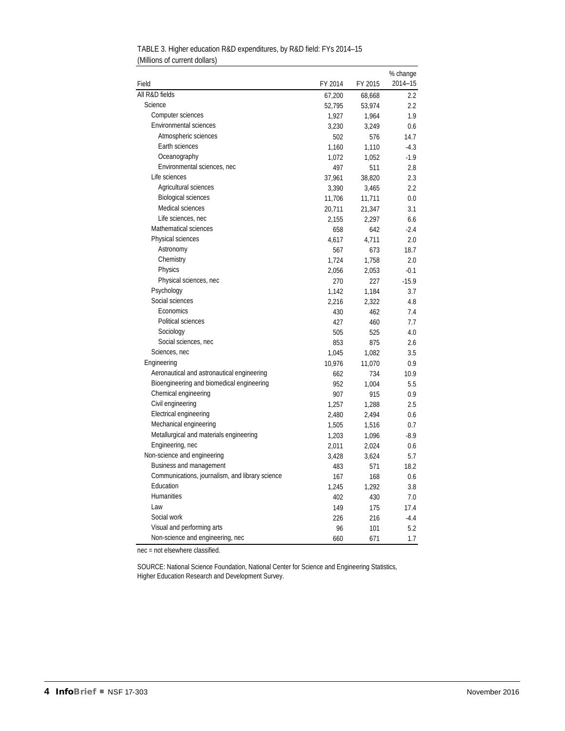TABLE 3. Higher education R&D expenditures, by R&D field: FYs 2014–15
(Millions of current dollars)

| Field | FY 2014 | FY 2015 | % change 2014–15 |
|---|---|---|---|
| All R&D fields | 67,200 | 68,668 | 2.2 |
| Science | 52,795 | 53,974 | 2.2 |
| Computer sciences | 1,927 | 1,964 | 1.9 |
| Environmental sciences | 3,230 | 3,249 | 0.6 |
| Atmospheric sciences | 502 | 576 | 14.7 |
| Earth sciences | 1,160 | 1,110 | -4.3 |
| Oceanography | 1,072 | 1,052 | -1.9 |
| Environmental sciences, nec | 497 | 511 | 2.8 |
| Life sciences | 37,961 | 38,820 | 2.3 |
| Agricultural sciences | 3,390 | 3,465 | 2.2 |
| Biological sciences | 11,706 | 11,711 | 0.0 |
| Medical sciences | 20,711 | 21,347 | 3.1 |
| Life sciences, nec | 2,155 | 2,297 | 6.6 |
| Mathematical sciences | 658 | 642 | -2.4 |
| Physical sciences | 4,617 | 4,711 | 2.0 |
| Astronomy | 567 | 673 | 18.7 |
| Chemistry | 1,724 | 1,758 | 2.0 |
| Physics | 2,056 | 2,053 | -0.1 |
| Physical sciences, nec | 270 | 227 | -15.9 |
| Psychology | 1,142 | 1,184 | 3.7 |
| Social sciences | 2,216 | 2,322 | 4.8 |
| Economics | 430 | 462 | 7.4 |
| Political sciences | 427 | 460 | 7.7 |
| Sociology | 505 | 525 | 4.0 |
| Social sciences, nec | 853 | 875 | 2.6 |
| Sciences, nec | 1,045 | 1,082 | 3.5 |
| Engineering | 10,976 | 11,070 | 0.9 |
| Aeronautical and astronautical engineering | 662 | 734 | 10.9 |
| Bioengineering and biomedical engineering | 952 | 1,004 | 5.5 |
| Chemical engineering | 907 | 915 | 0.9 |
| Civil engineering | 1,257 | 1,288 | 2.5 |
| Electrical engineering | 2,480 | 2,494 | 0.6 |
| Mechanical engineering | 1,505 | 1,516 | 0.7 |
| Metallurgical and materials engineering | 1,203 | 1,096 | -8.9 |
| Engineering, nec | 2,011 | 2,024 | 0.6 |
| Non-science and engineering | 3,428 | 3,624 | 5.7 |
| Business and management | 483 | 571 | 18.2 |
| Communications, journalism, and library science | 167 | 168 | 0.6 |
| Education | 1,245 | 1,292 | 3.8 |
| Humanities | 402 | 430 | 7.0 |
| Law | 149 | 175 | 17.4 |
| Social work | 226 | 216 | -4.4 |
| Visual and performing arts | 96 | 101 | 5.2 |
| Non-science and engineering, nec | 660 | 671 | 1.7 |

nec = not elsewhere classified.

SOURCE: National Science Foundation, National Center for Science and Engineering Statistics, Higher Education Research and Development Survey.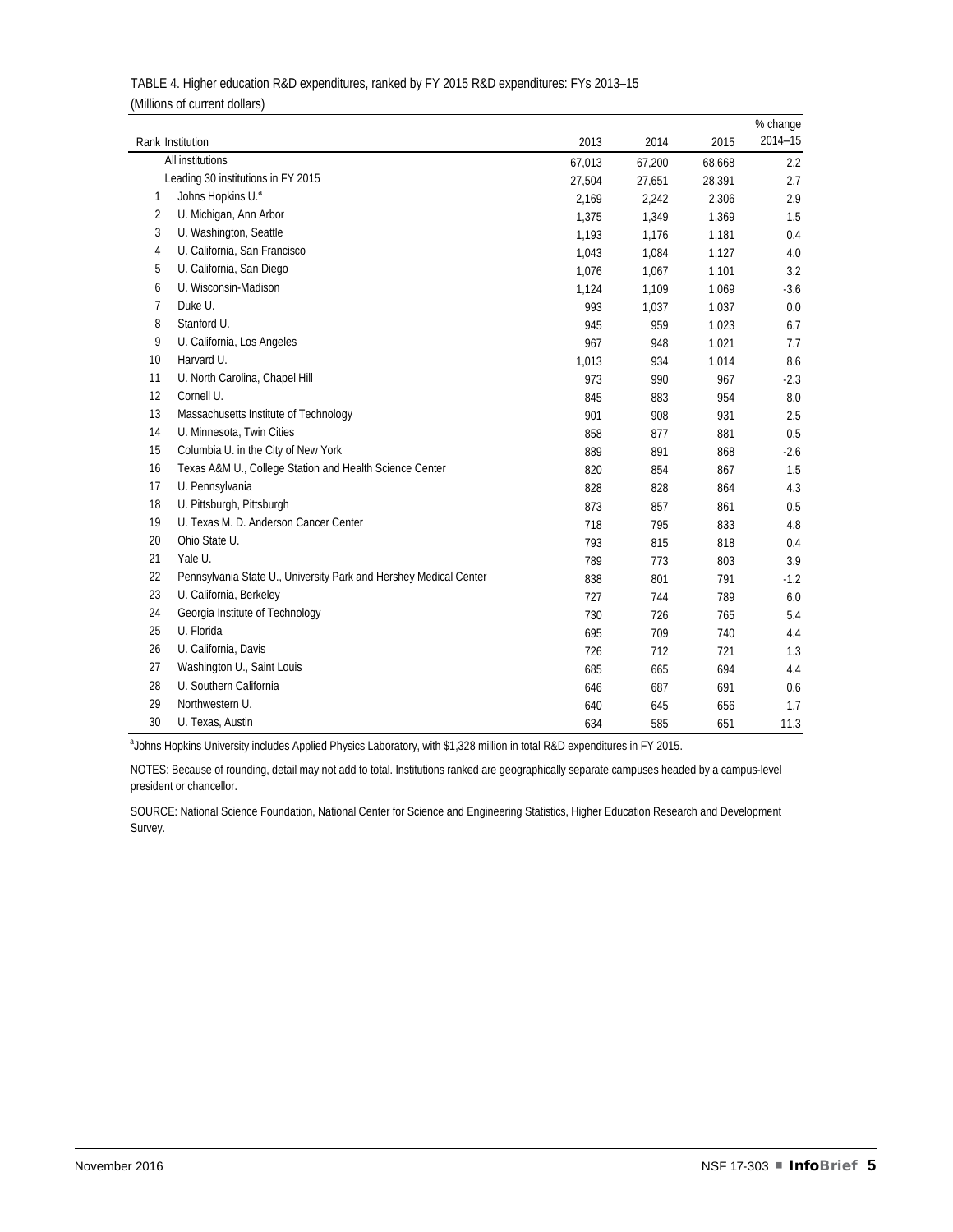TABLE 4. Higher education R&D expenditures, ranked by FY 2015 R&D expenditures: FYs 2013–15
(Millions of current dollars)

| Rank | Institution | 2013 | 2014 | 2015 | % change 2014–15 |
|---|---|---|---|---|---|
| | All institutions | 67,013 | 67,200 | 68,668 | 2.2 |
| | Leading 30 institutions in FY 2015 | 27,504 | 27,651 | 28,391 | 2.7 |
| 1 | Johns Hopkins U.[a] | 2,169 | 2,242 | 2,306 | 2.9 |
| 2 | U. Michigan, Ann Arbor | 1,375 | 1,349 | 1,369 | 1.5 |
| 3 | U. Washington, Seattle | 1,193 | 1,176 | 1,181 | 0.4 |
| 4 | U. California, San Francisco | 1,043 | 1,084 | 1,127 | 4.0 |
| 5 | U. California, San Diego | 1,076 | 1,067 | 1,101 | 3.2 |
| 6 | U. Wisconsin-Madison | 1,124 | 1,109 | 1,069 | -3.6 |
| 7 | Duke U. | 993 | 1,037 | 1,037 | 0.0 |
| 8 | Stanford U. | 945 | 959 | 1,023 | 6.7 |
| 9 | U. California, Los Angeles | 967 | 948 | 1,021 | 7.7 |
| 10 | Harvard U. | 1,013 | 934 | 1,014 | 8.6 |
| 11 | U. North Carolina, Chapel Hill | 973 | 990 | 967 | -2.3 |
| 12 | Cornell U. | 845 | 883 | 954 | 8.0 |
| 13 | Massachusetts Institute of Technology | 901 | 908 | 931 | 2.5 |
| 14 | U. Minnesota, Twin Cities | 858 | 877 | 881 | 0.5 |
| 15 | Columbia U. in the City of New York | 889 | 891 | 868 | -2.6 |
| 16 | Texas A&M U., College Station and Health Science Center | 820 | 854 | 867 | 1.5 |
| 17 | U. Pennsylvania | 828 | 828 | 864 | 4.3 |
| 18 | U. Pittsburgh, Pittsburgh | 873 | 857 | 861 | 0.5 |
| 19 | U. Texas M. D. Anderson Cancer Center | 718 | 795 | 833 | 4.8 |
| 20 | Ohio State U. | 793 | 815 | 818 | 0.4 |
| 21 | Yale U. | 789 | 773 | 803 | 3.9 |
| 22 | Pennsylvania State U., University Park and Hershey Medical Center | 838 | 801 | 791 | -1.2 |
| 23 | U. California, Berkeley | 727 | 744 | 789 | 6.0 |
| 24 | Georgia Institute of Technology | 730 | 726 | 765 | 5.4 |
| 25 | U. Florida | 695 | 709 | 740 | 4.4 |
| 26 | U. California, Davis | 726 | 712 | 721 | 1.3 |
| 27 | Washington U., Saint Louis | 685 | 665 | 694 | 4.4 |
| 28 | U. Southern California | 646 | 687 | 691 | 0.6 |
| 29 | Northwestern U. | 640 | 645 | 656 | 1.7 |
| 30 | U. Texas, Austin | 634 | 585 | 651 | 11.3 |

[a]Johns Hopkins University includes Applied Physics Laboratory, with $1,328 million in total R&D expenditures in FY 2015.

NOTES: Because of rounding, detail may not add to total. Institutions ranked are geographically separate campuses headed by a campus-level president or chancellor.

SOURCE: National Science Foundation, National Center for Science and Engineering Statistics, Higher Education Research and Development Survey.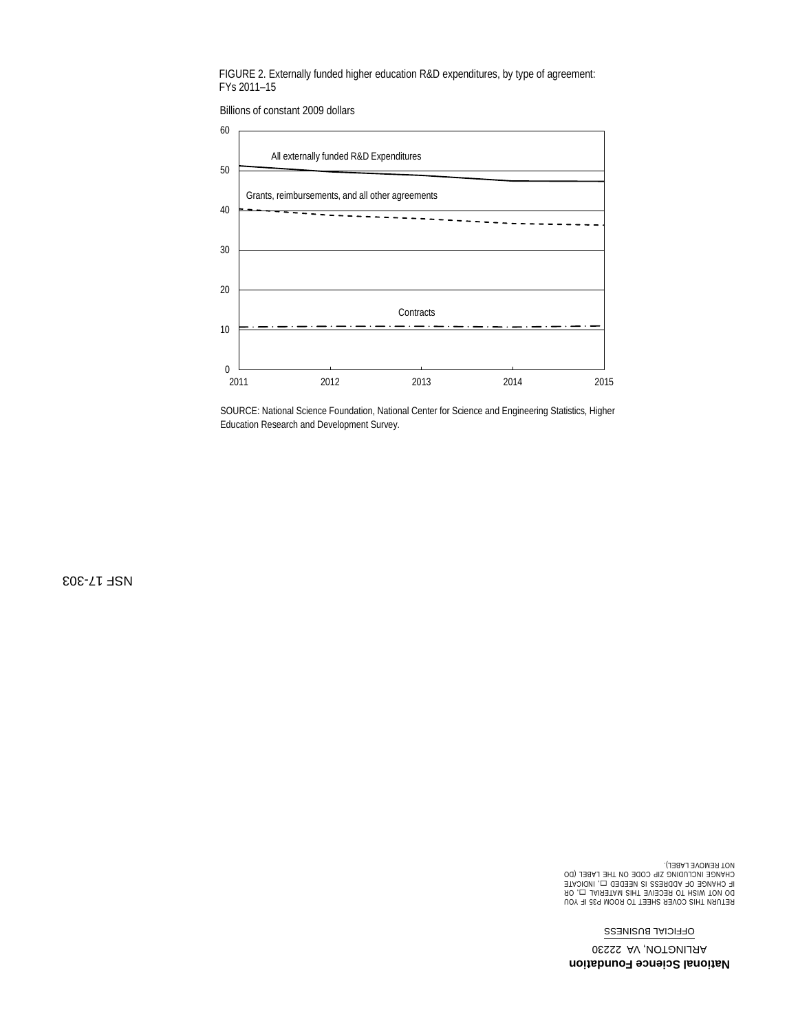FIGURE 2. Externally funded higher education R&D expenditures, by type of agreement: FYs 2011–15

Billions of constant 2009 dollars

60
50
40
30
20
10
0

2011
2012
2013
2014
2015

All externally funded R&D Expenditures

Grants, reimbursements, and all other agreements

Contracts

SOURCE: National Science Foundation, National Center for Science and Engineering Statistics, Higher Education Research and Development Survey.

NSF 17-303

**National Science Foundation**
ARLINGTON, VA 22230

OFFICIAL BUSINESS

RETURN THIS COVER SHEET TO ROOM P35 IF YOU DO NOT WISH TO RECEIVE THIS MATERIAL ☐, OR IF CHANGE OF ADDRESS IS NEEDED ☐, INDICATE CHANGE INCLUDING ZIP CODE ON THE LABEL (DO NOT REMOVE LABEL).